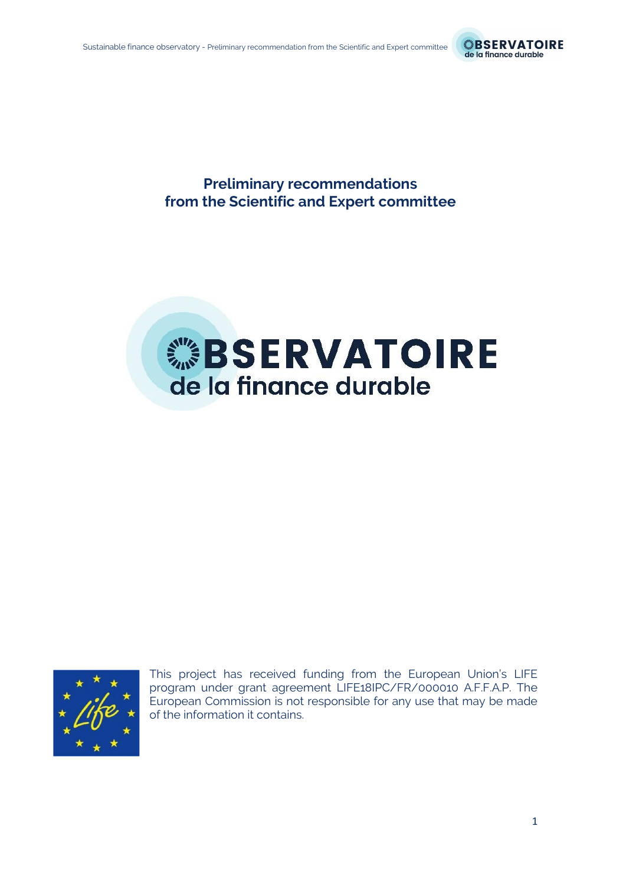# Preliminary recommendations from the Scientific and Expert committee

OBSERVATOIRE
de la finance durable

This project has received funding from the European Union's LIFE program under grant agreement LIFE18IPC/FR/000010 A.F.F.A.P. The European Commission is not responsible for any use that may be made of the information it contains.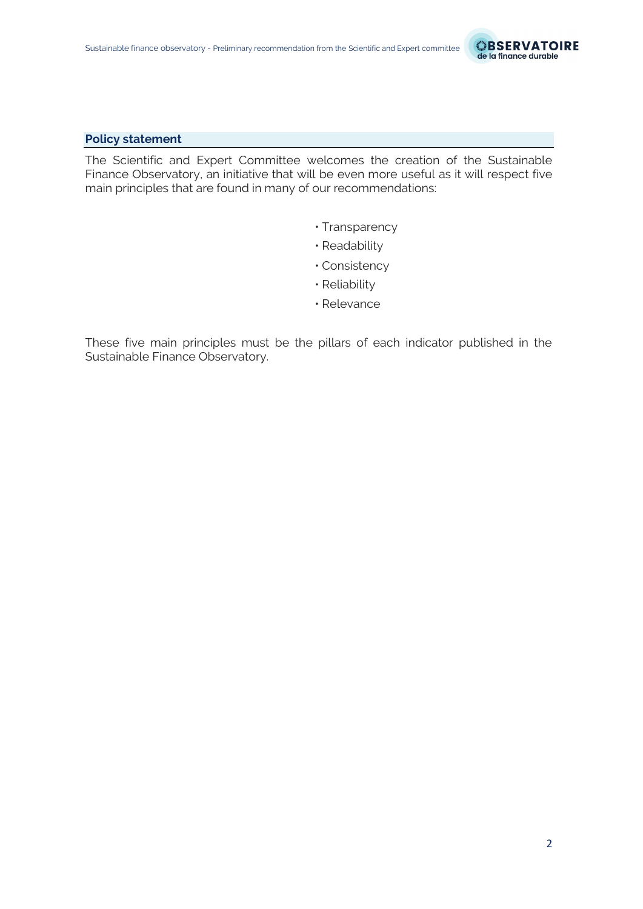## Policy statement

The Scientific and Expert Committee welcomes the creation of the Sustainable Finance Observatory, an initiative that will be even more useful as it will respect five main principles that are found in many of our recommendations:

- Transparency
- Readability
- Consistency
- Reliability
- Relevance

These five main principles must be the pillars of each indicator published in the Sustainable Finance Observatory.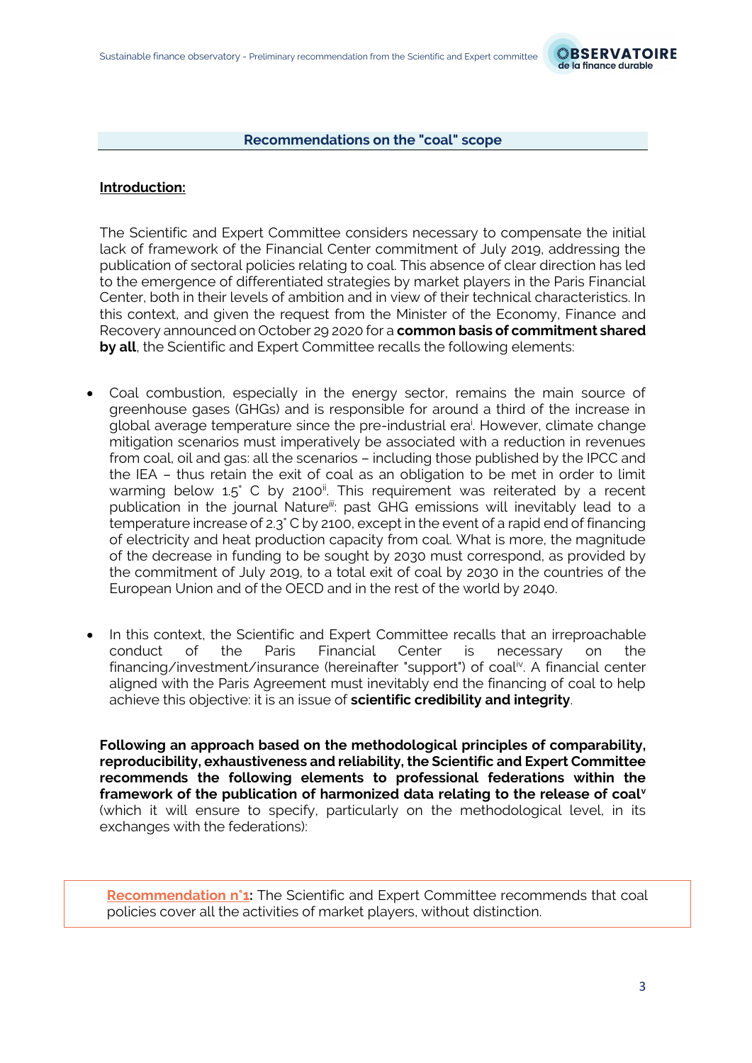## Recommendations on the "coal" scope

**Introduction:**

The Scientific and Expert Committee considers necessary to compensate the initial lack of framework of the Financial Center commitment of July 2019, addressing the publication of sectoral policies relating to coal. This absence of clear direction has led to the emergence of differentiated strategies by market players in the Paris Financial Center, both in their levels of ambition and in view of their technical characteristics. In this context, and given the request from the Minister of the Economy, Finance and Recovery announced on October 29 2020 for a **common basis of commitment shared by all**, the Scientific and Expert Committee recalls the following elements:

- Coal combustion, especially in the energy sector, remains the main source of greenhouse gases (GHGs) and is responsible for around a third of the increase in global average temperature since the pre-industrial era[i]. However, climate change mitigation scenarios must imperatively be associated with a reduction in revenues from coal, oil and gas: all the scenarios – including those published by the IPCC and the IEA – thus retain the exit of coal as an obligation to be met in order to limit warming below 1.5° C by 2100[ii]. This requirement was reiterated by a recent publication in the journal Nature[iii]: past GHG emissions will inevitably lead to a temperature increase of 2.3° C by 2100, except in the event of a rapid end of financing of electricity and heat production capacity from coal. What is more, the magnitude of the decrease in funding to be sought by 2030 must correspond, as provided by the commitment of July 2019, to a total exit of coal by 2030 in the countries of the European Union and of the OECD and in the rest of the world by 2040.

- In this context, the Scientific and Expert Committee recalls that an irreproachable conduct of the Paris Financial Center is necessary on the financing/investment/insurance (hereinafter "support") of coal[iv]. A financial center aligned with the Paris Agreement must inevitably end the financing of coal to help achieve this objective: it is an issue of **scientific credibility and integrity**.

**Following an approach based on the methodological principles of comparability, reproducibility, exhaustiveness and reliability, the Scientific and Expert Committee recommends the following elements to professional federations within the framework of the publication of harmonized data relating to the release of coal**[v] (which it will ensure to specify, particularly on the methodological level, in its exchanges with the federations):

> **Recommendation n°1:** The Scientific and Expert Committee recommends that coal policies cover all the activities of market players, without distinction.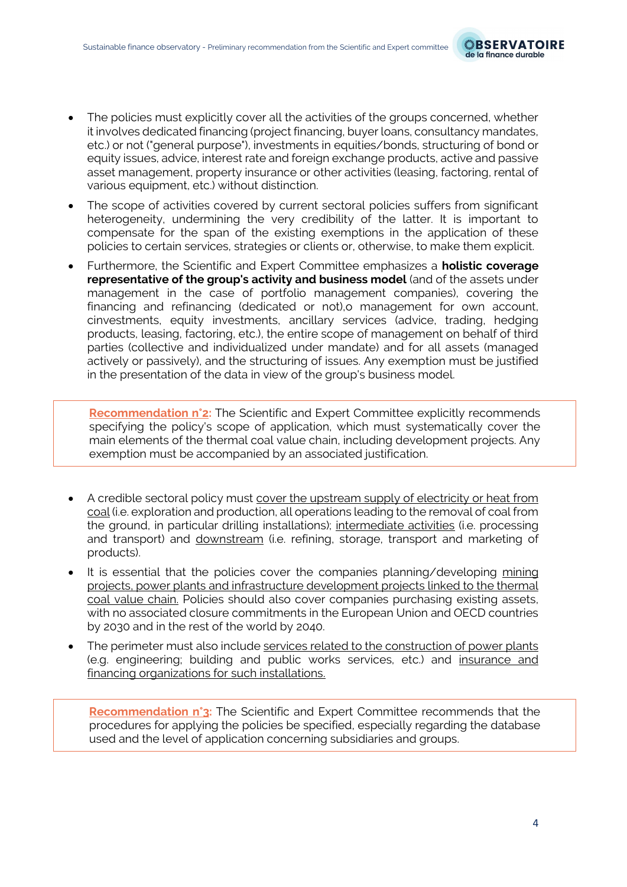- The policies must explicitly cover all the activities of the groups concerned, whether it involves dedicated financing (project financing, buyer loans, consultancy mandates, etc.) or not ("general purpose"), investments in equities/bonds, structuring of bond or equity issues, advice, interest rate and foreign exchange products, active and passive asset management, property insurance or other activities (leasing, factoring, rental of various equipment, etc.) without distinction.
- The scope of activities covered by current sectoral policies suffers from significant heterogeneity, undermining the very credibility of the latter. It is important to compensate for the span of the existing exemptions in the application of these policies to certain services, strategies or clients or, otherwise, to make them explicit.
- Furthermore, the Scientific and Expert Committee emphasizes a **holistic coverage representative of the group's activity and business model** (and of the assets under management in the case of portfolio management companies), covering the financing and refinancing (dedicated or not),o management for own account, cinvestments, equity investments, ancillary services (advice, trading, hedging products, leasing, factoring, etc.), the entire scope of management on behalf of third parties (collective and individualized under mandate) and for all assets (managed actively or passively), and the structuring of issues. Any exemption must be justified in the presentation of the data in view of the group's business model.

> **Recommendation n°2:** The Scientific and Expert Committee explicitly recommends specifying the policy's scope of application, which must systematically cover the main elements of the thermal coal value chain, including development projects. Any exemption must be accompanied by an associated justification.

- A credible sectoral policy must cover the upstream supply of electricity or heat from coal (i.e. exploration and production, all operations leading to the removal of coal from the ground, in particular drilling installations); intermediate activities (i.e. processing and transport) and downstream (i.e. refining, storage, transport and marketing of products).
- It is essential that the policies cover the companies planning/developing mining projects, power plants and infrastructure development projects linked to the thermal coal value chain. Policies should also cover companies purchasing existing assets, with no associated closure commitments in the European Union and OECD countries by 2030 and in the rest of the world by 2040.
- The perimeter must also include services related to the construction of power plants (e.g. engineering; building and public works services, etc.) and insurance and financing organizations for such installations.

> **Recommendation n°3:** The Scientific and Expert Committee recommends that the procedures for applying the policies be specified, especially regarding the database used and the level of application concerning subsidiaries and groups.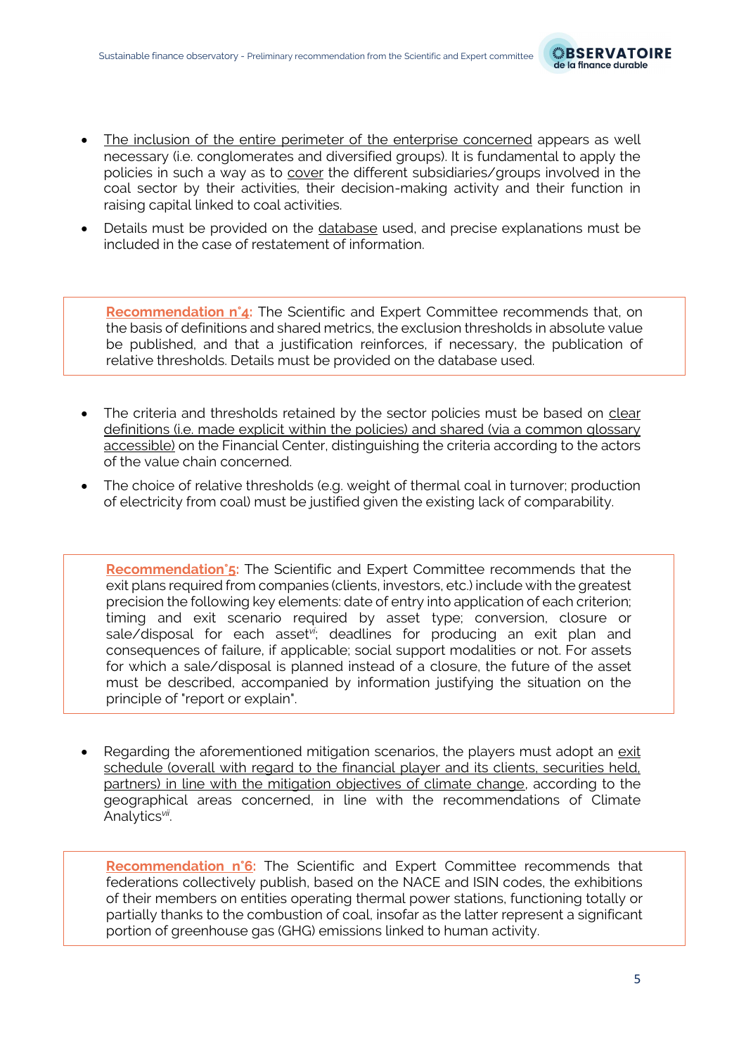- The inclusion of the entire perimeter of the enterprise concerned appears as well necessary (i.e. conglomerates and diversified groups). It is fundamental to apply the policies in such a way as to cover the different subsidiaries/groups involved in the coal sector by their activities, their decision-making activity and their function in raising capital linked to coal activities.
- Details must be provided on the database used, and precise explanations must be included in the case of restatement of information.

> **Recommendation n°4**: The Scientific and Expert Committee recommends that, on the basis of definitions and shared metrics, the exclusion thresholds in absolute value be published, and that a justification reinforces, if necessary, the publication of relative thresholds. Details must be provided on the database used.

- The criteria and thresholds retained by the sector policies must be based on clear definitions (i.e. made explicit within the policies) and shared (via a common glossary accessible) on the Financial Center, distinguishing the criteria according to the actors of the value chain concerned.
- The choice of relative thresholds (e.g. weight of thermal coal in turnover; production of electricity from coal) must be justified given the existing lack of comparability.

> **Recommendation°5**: The Scientific and Expert Committee recommends that the exit plans required from companies (clients, investors, etc.) include with the greatest precision the following key elements: date of entry into application of each criterion; timing and exit scenario required by asset type; conversion, closure or sale/disposal for each asset[vi]; deadlines for producing an exit plan and consequences of failure, if applicable; social support modalities or not. For assets for which a sale/disposal is planned instead of a closure, the future of the asset must be described, accompanied by information justifying the situation on the principle of "report or explain".

- Regarding the aforementioned mitigation scenarios, the players must adopt an exit schedule (overall with regard to the financial player and its clients, securities held, partners) in line with the mitigation objectives of climate change, according to the geographical areas concerned, in line with the recommendations of Climate Analytics[vii].

> **Recommendation n°6**: The Scientific and Expert Committee recommends that federations collectively publish, based on the NACE and ISIN codes, the exhibitions of their members on entities operating thermal power stations, functioning totally or partially thanks to the combustion of coal, insofar as the latter represent a significant portion of greenhouse gas (GHG) emissions linked to human activity.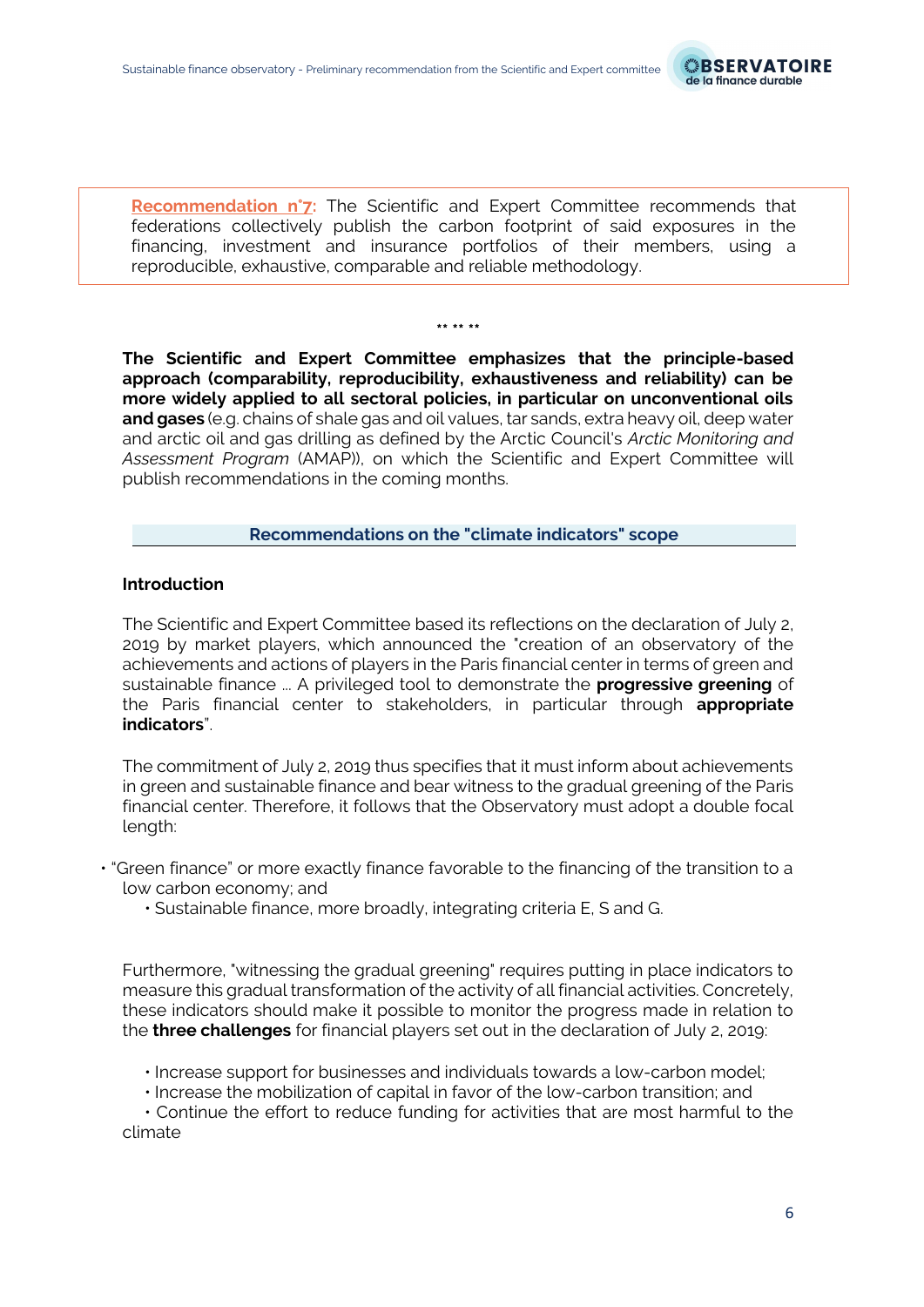**Recommendation n°7:** The Scientific and Expert Committee recommends that federations collectively publish the carbon footprint of said exposures in the financing, investment and insurance portfolios of their members, using a reproducible, exhaustive, comparable and reliable methodology.

** ** **

**The Scientific and Expert Committee emphasizes that the principle-based approach (comparability, reproducibility, exhaustiveness and reliability) can be more widely applied to all sectoral policies, in particular on unconventional oils and gases** (e.g. chains of shale gas and oil values, tar sands, extra heavy oil, deep water and arctic oil and gas drilling as defined by the Arctic Council's *Arctic Monitoring and Assessment Program* (AMAP)), on which the Scientific and Expert Committee will publish recommendations in the coming months.

## Recommendations on the "climate indicators" scope

### Introduction

The Scientific and Expert Committee based its reflections on the declaration of July 2, 2019 by market players, which announced the "creation of an observatory of the achievements and actions of players in the Paris financial center in terms of green and sustainable finance ... A privileged tool to demonstrate the **progressive greening** of the Paris financial center to stakeholders, in particular through **appropriate indicators**".

The commitment of July 2, 2019 thus specifies that it must inform about achievements in green and sustainable finance and bear witness to the gradual greening of the Paris financial center. Therefore, it follows that the Observatory must adopt a double focal length:

- "Green finance" or more exactly finance favorable to the financing of the transition to a low carbon economy; and
- Sustainable finance, more broadly, integrating criteria E, S and G.

Furthermore, "witnessing the gradual greening" requires putting in place indicators to measure this gradual transformation of the activity of all financial activities. Concretely, these indicators should make it possible to monitor the progress made in relation to the **three challenges** for financial players set out in the declaration of July 2, 2019:

- Increase support for businesses and individuals towards a low-carbon model;
- Increase the mobilization of capital in favor of the low-carbon transition; and
- Continue the effort to reduce funding for activities that are most harmful to the climate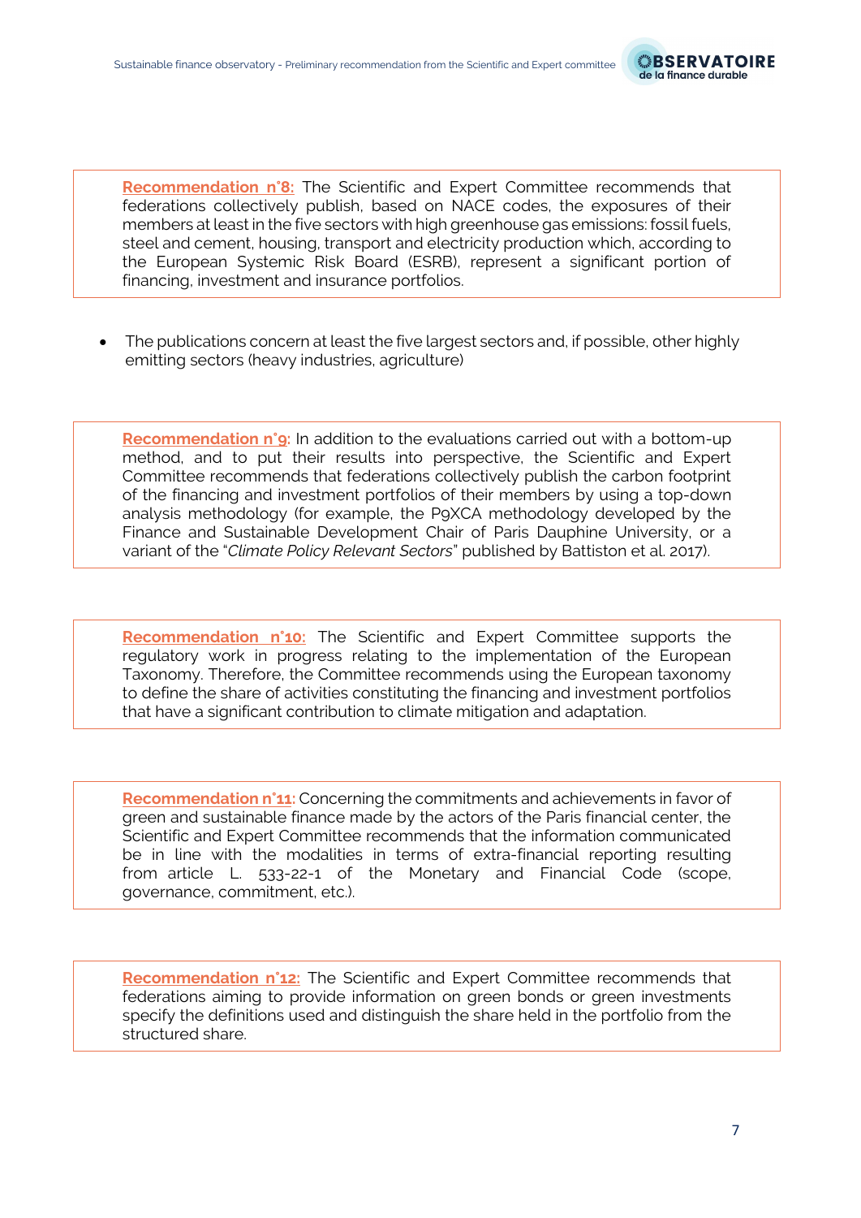**Recommendation n°8:** The Scientific and Expert Committee recommends that federations collectively publish, based on NACE codes, the exposures of their members at least in the five sectors with high greenhouse gas emissions: fossil fuels, steel and cement, housing, transport and electricity production which, according to the European Systemic Risk Board (ESRB), represent a significant portion of financing, investment and insurance portfolios.

- The publications concern at least the five largest sectors and, if possible, other highly emitting sectors (heavy industries, agriculture)

**Recommendation n°9:** In addition to the evaluations carried out with a bottom-up method, and to put their results into perspective, the Scientific and Expert Committee recommends that federations collectively publish the carbon footprint of the financing and investment portfolios of their members by using a top-down analysis methodology (for example, the P9XCA methodology developed by the Finance and Sustainable Development Chair of Paris Dauphine University, or a variant of the "*Climate Policy Relevant Sectors*" published by Battiston et al. 2017).

**Recommendation n°10:** The Scientific and Expert Committee supports the regulatory work in progress relating to the implementation of the European Taxonomy. Therefore, the Committee recommends using the European taxonomy to define the share of activities constituting the financing and investment portfolios that have a significant contribution to climate mitigation and adaptation.

**Recommendation n°11:** Concerning the commitments and achievements in favor of green and sustainable finance made by the actors of the Paris financial center, the Scientific and Expert Committee recommends that the information communicated be in line with the modalities in terms of extra-financial reporting resulting from article L. 533-22-1 of the Monetary and Financial Code (scope, governance, commitment, etc.).

**Recommendation n°12:** The Scientific and Expert Committee recommends that federations aiming to provide information on green bonds or green investments specify the definitions used and distinguish the share held in the portfolio from the structured share.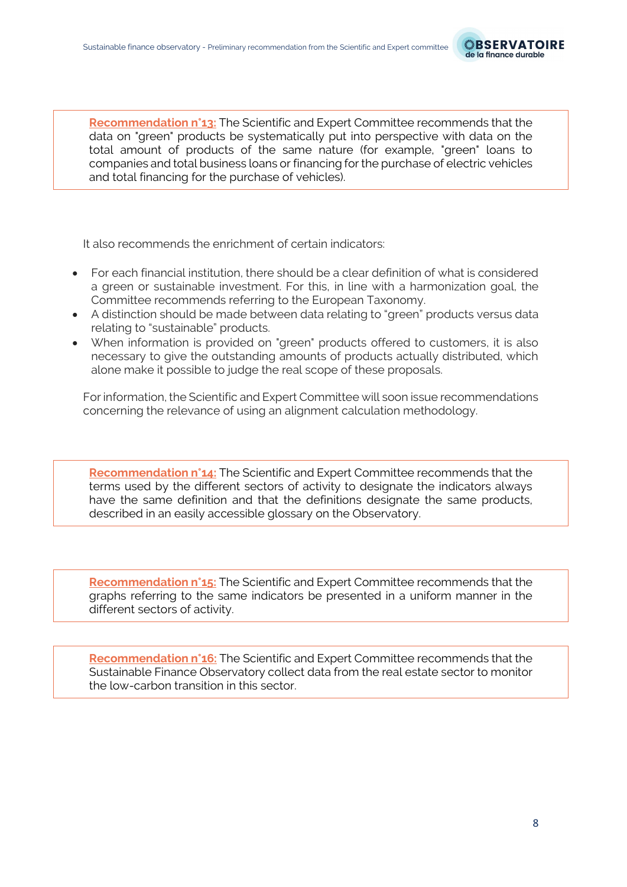**Recommendation n°13:** The Scientific and Expert Committee recommends that the data on "green" products be systematically put into perspective with data on the total amount of products of the same nature (for example, "green" loans to companies and total business loans or financing for the purchase of electric vehicles and total financing for the purchase of vehicles).

It also recommends the enrichment of certain indicators:

- For each financial institution, there should be a clear definition of what is considered a green or sustainable investment. For this, in line with a harmonization goal, the Committee recommends referring to the European Taxonomy.
- A distinction should be made between data relating to "green" products versus data relating to "sustainable" products.
- When information is provided on "green" products offered to customers, it is also necessary to give the outstanding amounts of products actually distributed, which alone make it possible to judge the real scope of these proposals.

For information, the Scientific and Expert Committee will soon issue recommendations concerning the relevance of using an alignment calculation methodology.

**Recommendation n°14:** The Scientific and Expert Committee recommends that the terms used by the different sectors of activity to designate the indicators always have the same definition and that the definitions designate the same products, described in an easily accessible glossary on the Observatory.

**Recommendation n°15:** The Scientific and Expert Committee recommends that the graphs referring to the same indicators be presented in a uniform manner in the different sectors of activity.

**Recommendation n°16:** The Scientific and Expert Committee recommends that the Sustainable Finance Observatory collect data from the real estate sector to monitor the low-carbon transition in this sector.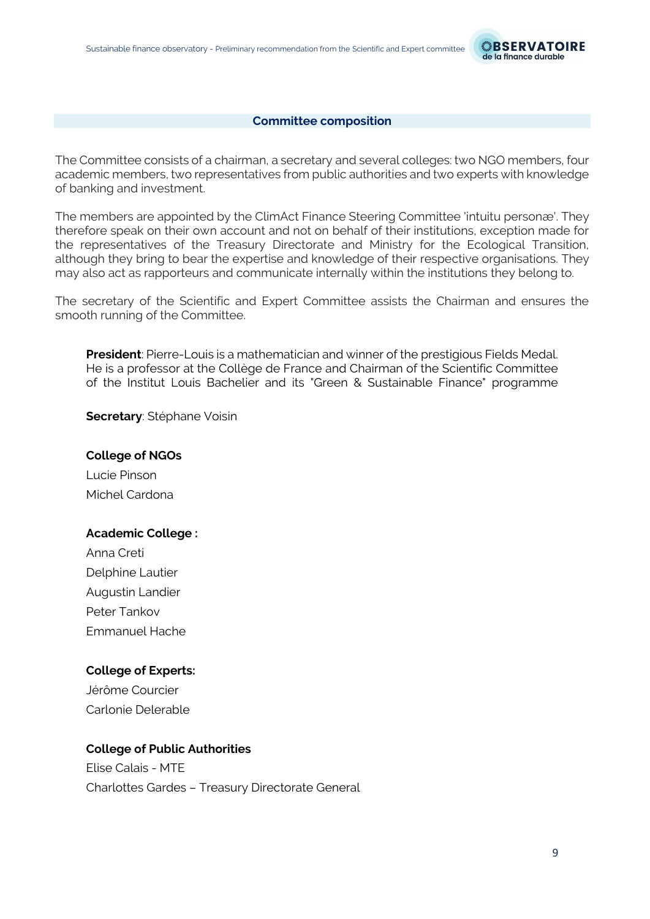## Committee composition

The Committee consists of a chairman, a secretary and several colleges: two NGO members, four academic members, two representatives from public authorities and two experts with knowledge of banking and investment.

The members are appointed by the ClimAct Finance Steering Committee 'intuitu personæ'. They therefore speak on their own account and not on behalf of their institutions, exception made for the representatives of the Treasury Directorate and Ministry for the Ecological Transition, although they bring to bear the expertise and knowledge of their respective organisations. They may also act as rapporteurs and communicate internally within the institutions they belong to.

The secretary of the Scientific and Expert Committee assists the Chairman and ensures the smooth running of the Committee.

**President**: Pierre-Louis is a mathematician and winner of the prestigious Fields Medal. He is a professor at the Collège de France and Chairman of the Scientific Committee of the Institut Louis Bachelier and its "Green & Sustainable Finance" programme

**Secretary**: Stéphane Voisin

**College of NGOs**

Lucie Pinson

Michel Cardona

**Academic College :**

Anna Creti

Delphine Lautier

Augustin Landier

Peter Tankov

Emmanuel Hache

**College of Experts:**

Jérôme Courcier

Carlonie Delerable

**College of Public Authorities**

Elise Calais - MTE

Charlottes Gardes – Treasury Directorate General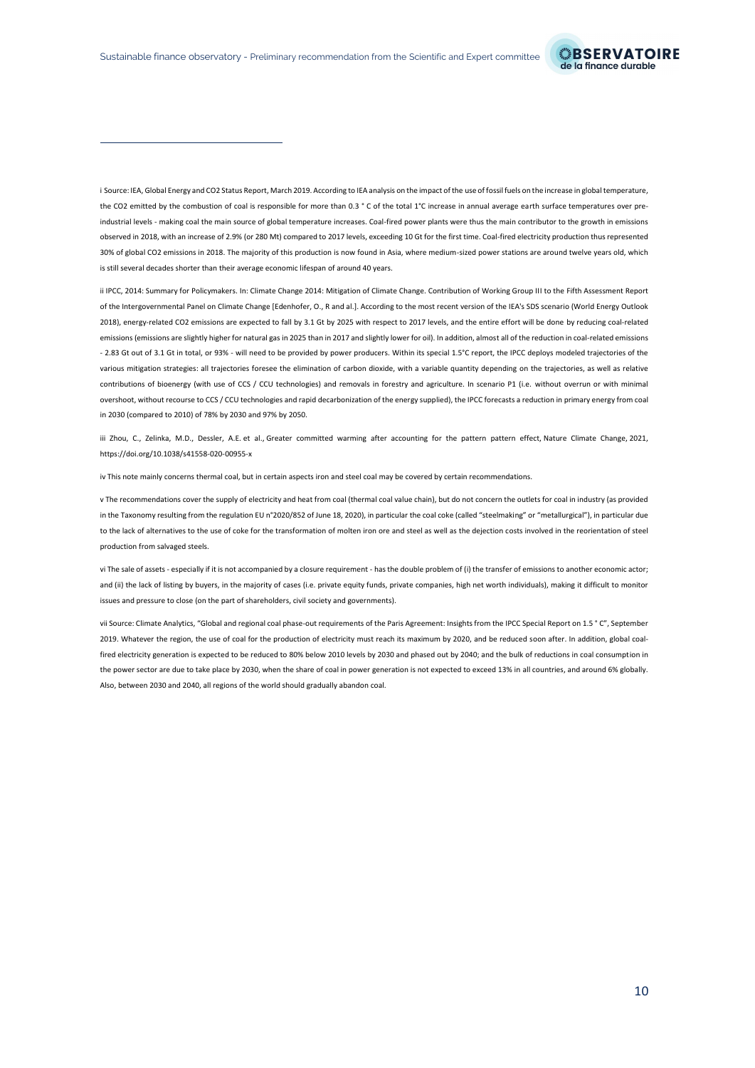i Source: IEA, Global Energy and CO2 Status Report, March 2019. According to IEA analysis on the impact of the use of fossil fuels on the increase in global temperature, the CO2 emitted by the combustion of coal is responsible for more than 0.3 ° C of the total 1°C increase in annual average earth surface temperatures over pre-industrial levels - making coal the main source of global temperature increases. Coal-fired power plants were thus the main contributor to the growth in emissions observed in 2018, with an increase of 2.9% (or 280 Mt) compared to 2017 levels, exceeding 10 Gt for the first time. Coal-fired electricity production thus represented 30% of global CO2 emissions in 2018. The majority of this production is now found in Asia, where medium-sized power stations are around twelve years old, which is still several decades shorter than their average economic lifespan of around 40 years.

ii IPCC, 2014: Summary for Policymakers. In: Climate Change 2014: Mitigation of Climate Change. Contribution of Working Group III to the Fifth Assessment Report of the Intergovernmental Panel on Climate Change [Edenhofer, O., R and al.]. According to the most recent version of the IEA's SDS scenario (World Energy Outlook 2018), energy-related CO2 emissions are expected to fall by 3.1 Gt by 2025 with respect to 2017 levels, and the entire effort will be done by reducing coal-related emissions (emissions are slightly higher for natural gas in 2025 than in 2017 and slightly lower for oil). In addition, almost all of the reduction in coal-related emissions - 2.83 Gt out of 3.1 Gt in total, or 93% - will need to be provided by power producers. Within its special 1.5°C report, the IPCC deploys modeled trajectories of the various mitigation strategies: all trajectories foresee the elimination of carbon dioxide, with a variable quantity depending on the trajectories, as well as relative contributions of bioenergy (with use of CCS / CCU technologies) and removals in forestry and agriculture. In scenario P1 (i.e. without overrun or with minimal overshoot, without recourse to CCS / CCU technologies and rapid decarbonization of the energy supplied), the IPCC forecasts a reduction in primary energy from coal in 2030 (compared to 2010) of 78% by 2030 and 97% by 2050.

iii Zhou, C., Zelinka, M.D., Dessler, A.E. et al., Greater committed warming after accounting for the pattern pattern effect, Nature Climate Change, 2021, https://doi.org/10.1038/s41558-020-00955-x

iv This note mainly concerns thermal coal, but in certain aspects iron and steel coal may be covered by certain recommendations.

v The recommendations cover the supply of electricity and heat from coal (thermal coal value chain), but do not concern the outlets for coal in industry (as provided in the Taxonomy resulting from the regulation EU n°2020/852 of June 18, 2020), in particular the coal coke (called "steelmaking" or "metallurgical"), in particular due to the lack of alternatives to the use of coke for the transformation of molten iron ore and steel as well as the dejection costs involved in the reorientation of steel production from salvaged steels.

vi The sale of assets - especially if it is not accompanied by a closure requirement - has the double problem of (i) the transfer of emissions to another economic actor; and (ii) the lack of listing by buyers, in the majority of cases (i.e. private equity funds, private companies, high net worth individuals), making it difficult to monitor issues and pressure to close (on the part of shareholders, civil society and governments).

vii Source: Climate Analytics, "Global and regional coal phase-out requirements of the Paris Agreement: Insights from the IPCC Special Report on 1.5 ° C", September 2019. Whatever the region, the use of coal for the production of electricity must reach its maximum by 2020, and be reduced soon after. In addition, global coal-fired electricity generation is expected to be reduced to 80% below 2010 levels by 2030 and phased out by 2040; and the bulk of reductions in coal consumption in the power sector are due to take place by 2030, when the share of coal in power generation is not expected to exceed 13% in all countries, and around 6% globally. Also, between 2030 and 2040, all regions of the world should gradually abandon coal.